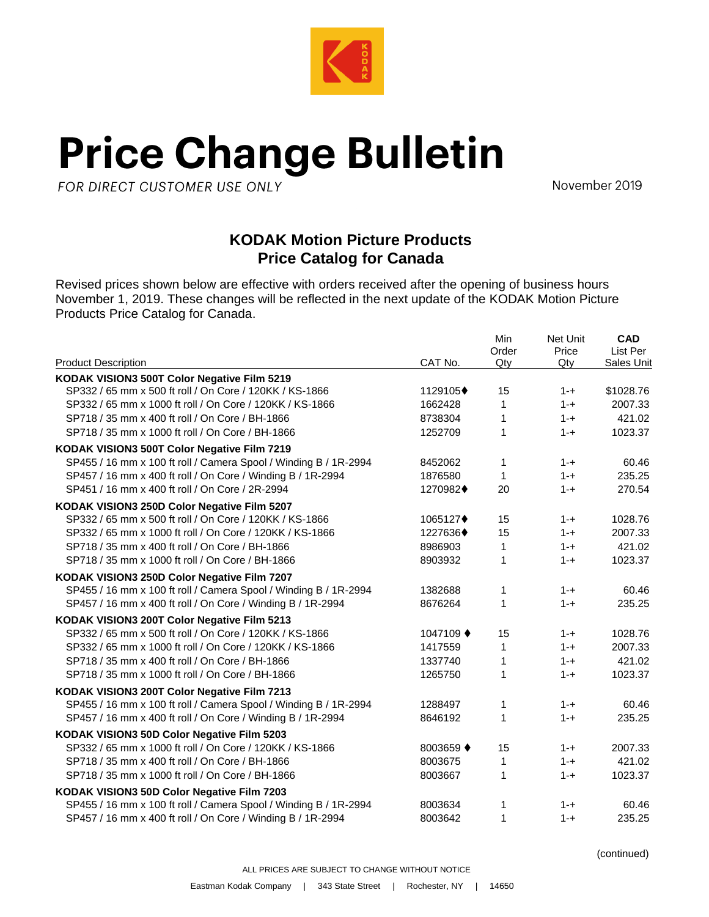# Price Change Bulletin

*FOR DIRECT CUSTOMER USE ONLY*

November 2019

## KODAK Motion Picture Products
## Price Catalog for Canada

Revised prices shown below are effective with orders received after the opening of business hours November 1, 2019. These changes will be reflected in the next update of the KODAK Motion Picture Products Price Catalog for Canada.

| Product Description | CAT No. | Min Order Qty | Net Unit Price Qty | **CAD** List Per Sales Unit |
|---|---|---|---|---|
| **KODAK VISION3 500T Color Negative Film 5219** | | | | |
| SP332 / 65 mm x 500 ft roll / On Core / 120KK / KS-1866 | 1129105♦ | 15 | 1-+ | $1028.76 |
| SP332 / 65 mm x 1000 ft roll / On Core / 120KK / KS-1866 | 1662428 | 1 | 1-+ | 2007.33 |
| SP718 / 35 mm x 400 ft roll / On Core / BH-1866 | 8738304 | 1 | 1-+ | 421.02 |
| SP718 / 35 mm x 1000 ft roll / On Core / BH-1866 | 1252709 | 1 | 1-+ | 1023.37 |
| **KODAK VISION3 500T Color Negative Film 7219** | | | | |
| SP455 / 16 mm x 100 ft roll / Camera Spool / Winding B / 1R-2994 | 8452062 | 1 | 1-+ | 60.46 |
| SP457 / 16 mm x 400 ft roll / On Core / Winding B / 1R-2994 | 1876580 | 1 | 1-+ | 235.25 |
| SP451 / 16 mm x 400 ft roll / On Core / 2R-2994 | 1270982♦ | 20 | 1-+ | 270.54 |
| **KODAK VISION3 250D Color Negative Film 5207** | | | | |
| SP332 / 65 mm x 500 ft roll / On Core / 120KK / KS-1866 | 1065127♦ | 15 | 1-+ | 1028.76 |
| SP332 / 65 mm x 1000 ft roll / On Core / 120KK / KS-1866 | 1227636♦ | 15 | 1-+ | 2007.33 |
| SP718 / 35 mm x 400 ft roll / On Core / BH-1866 | 8986903 | 1 | 1-+ | 421.02 |
| SP718 / 35 mm x 1000 ft roll / On Core / BH-1866 | 8903932 | 1 | 1-+ | 1023.37 |
| **KODAK VISION3 250D Color Negative Film 7207** | | | | |
| SP455 / 16 mm x 100 ft roll / Camera Spool / Winding B / 1R-2994 | 1382688 | 1 | 1-+ | 60.46 |
| SP457 / 16 mm x 400 ft roll / On Core / Winding B / 1R-2994 | 8676264 | 1 | 1-+ | 235.25 |
| **KODAK VISION3 200T Color Negative Film 5213** | | | | |
| SP332 / 65 mm x 500 ft roll / On Core / 120KK / KS-1866 | 1047109 ♦ | 15 | 1-+ | 1028.76 |
| SP332 / 65 mm x 1000 ft roll / On Core / 120KK / KS-1866 | 1417559 | 1 | 1-+ | 2007.33 |
| SP718 / 35 mm x 400 ft roll / On Core / BH-1866 | 1337740 | 1 | 1-+ | 421.02 |
| SP718 / 35 mm x 1000 ft roll / On Core / BH-1866 | 1265750 | 1 | 1-+ | 1023.37 |
| **KODAK VISION3 200T Color Negative Film 7213** | | | | |
| SP455 / 16 mm x 100 ft roll / Camera Spool / Winding B / 1R-2994 | 1288497 | 1 | 1-+ | 60.46 |
| SP457 / 16 mm x 400 ft roll / On Core / Winding B / 1R-2994 | 8646192 | 1 | 1-+ | 235.25 |
| **KODAK VISION3 50D Color Negative Film 5203** | | | | |
| SP332 / 65 mm x 1000 ft roll / On Core / 120KK / KS-1866 | 8003659 ♦ | 15 | 1-+ | 2007.33 |
| SP718 / 35 mm x 400 ft roll / On Core / BH-1866 | 8003675 | 1 | 1-+ | 421.02 |
| SP718 / 35 mm x 1000 ft roll / On Core / BH-1866 | 8003667 | 1 | 1-+ | 1023.37 |
| **KODAK VISION3 50D Color Negative Film 7203** | | | | |
| SP455 / 16 mm x 100 ft roll / Camera Spool / Winding B / 1R-2994 | 8003634 | 1 | 1-+ | 60.46 |
| SP457 / 16 mm x 400 ft roll / On Core / Winding B / 1R-2994 | 8003642 | 1 | 1-+ | 235.25 |

(continued)

ALL PRICES ARE SUBJECT TO CHANGE WITHOUT NOTICE

Eastman Kodak Company | 343 State Street | Rochester, NY | 14650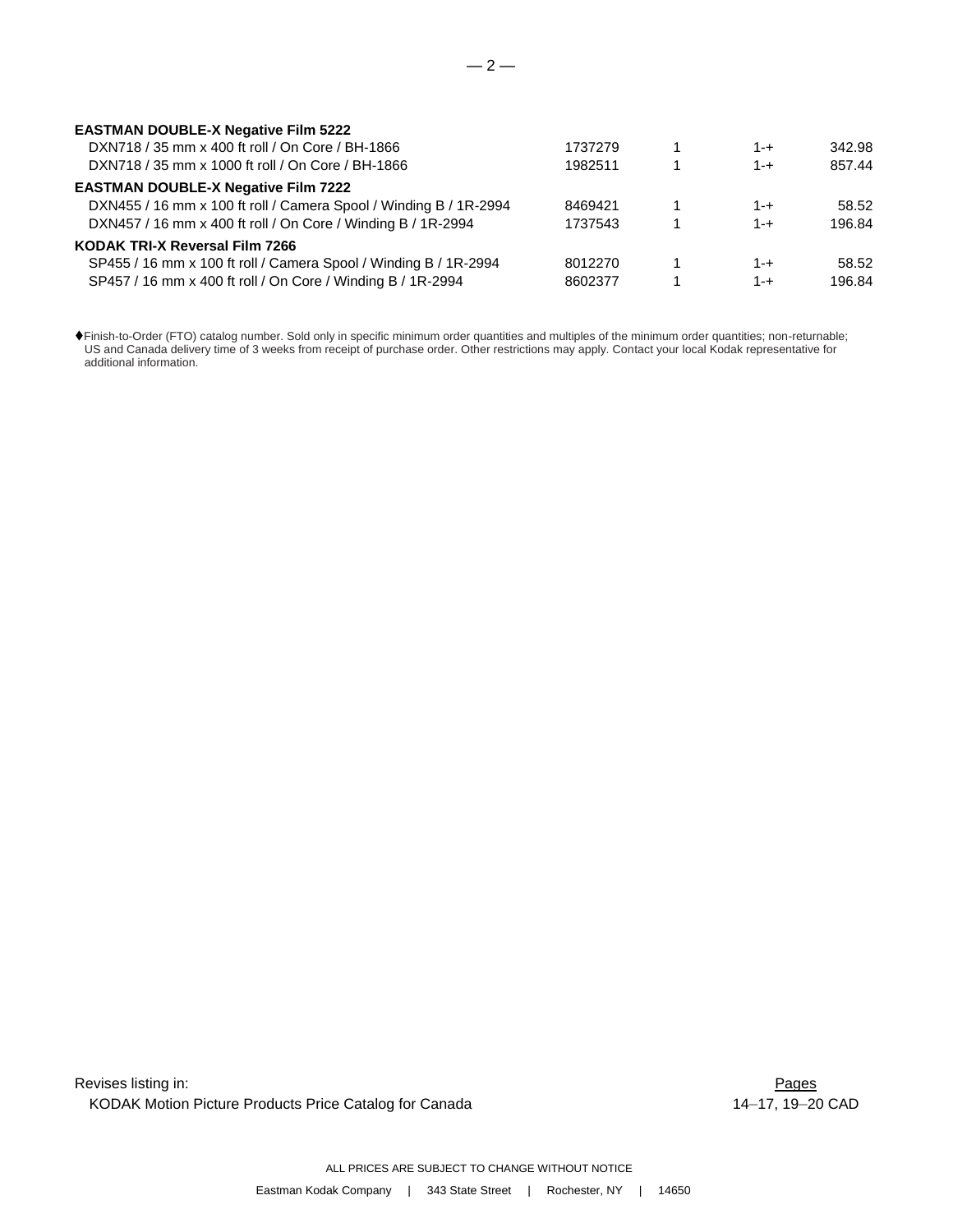| | | | | |
|---|---|---|---|---|
| **EASTMAN DOUBLE-X Negative Film 5222** | | | | |
| DXN718 / 35 mm x 400 ft roll / On Core / BH-1866 | 1737279 | 1 | 1-+ | 342.98 |
| DXN718 / 35 mm x 1000 ft roll / On Core / BH-1866 | 1982511 | 1 | 1-+ | 857.44 |
| **EASTMAN DOUBLE-X Negative Film 7222** | | | | |
| DXN455 / 16 mm x 100 ft roll / Camera Spool / Winding B / 1R-2994 | 8469421 | 1 | 1-+ | 58.52 |
| DXN457 / 16 mm x 400 ft roll / On Core / Winding B / 1R-2994 | 1737543 | 1 | 1-+ | 196.84 |
| **KODAK TRI-X Reversal Film 7266** | | | | |
| SP455 / 16 mm x 100 ft roll / Camera Spool / Winding B / 1R-2994 | 8012270 | 1 | 1-+ | 58.52 |
| SP457 / 16 mm x 400 ft roll / On Core / Winding B / 1R-2994 | 8602377 | 1 | 1-+ | 196.84 |

♦Finish-to-Order (FTO) catalog number. Sold only in specific minimum order quantities and multiples of the minimum order quantities; non-returnable; US and Canada delivery time of 3 weeks from receipt of purchase order. Other restrictions may apply. Contact your local Kodak representative for additional information.

| Revises listing in: | Pages |
|---|---|
| KODAK Motion Picture Products Price Catalog for Canada | 14–17, 19–20 CAD |

ALL PRICES ARE SUBJECT TO CHANGE WITHOUT NOTICE

Eastman Kodak Company | 343 State Street | Rochester, NY | 14650